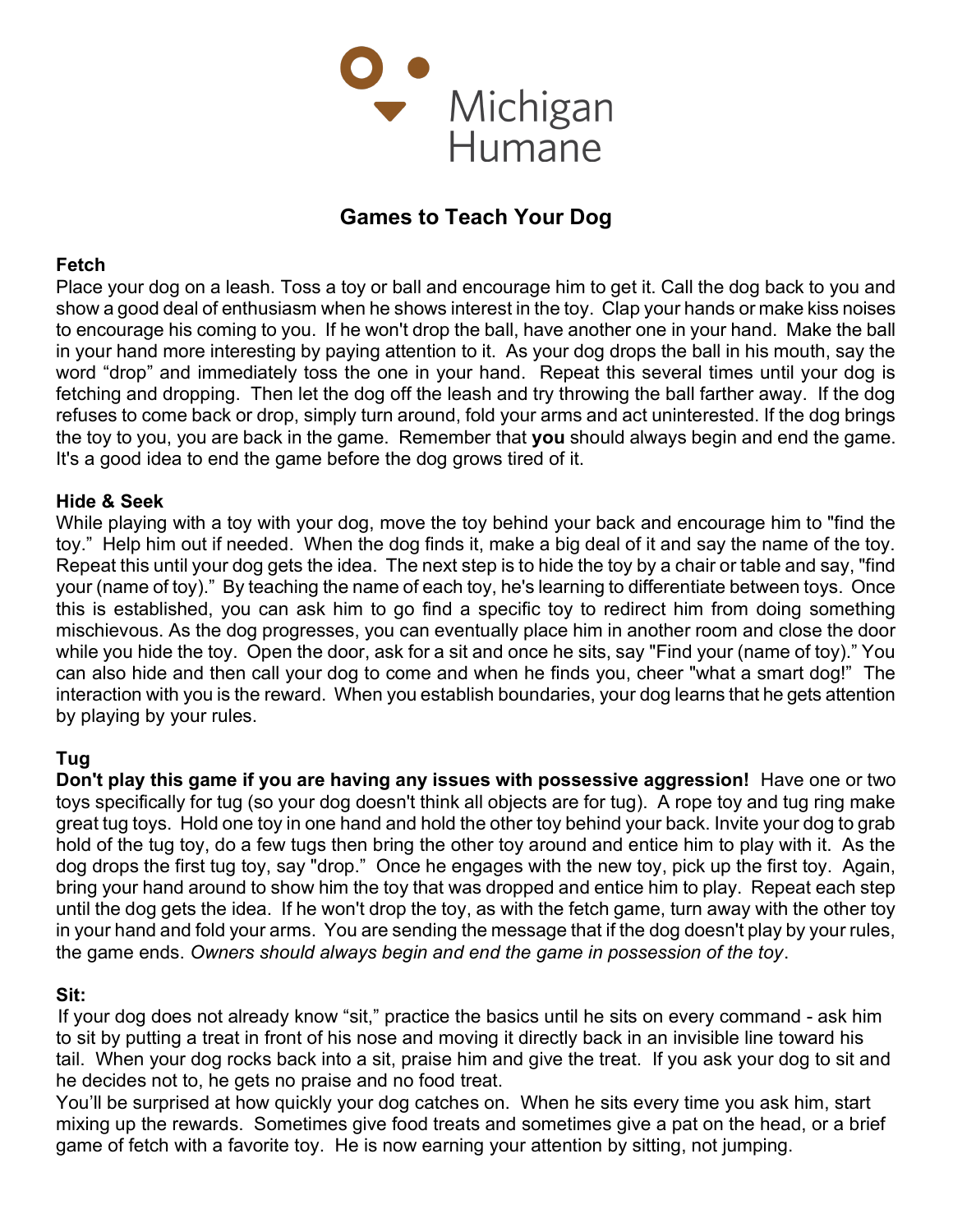Michigan Humane

# Games to Teach Your Dog

### Fetch

Place your dog on a leash. Toss a toy or ball and encourage him to get it. Call the dog back to you and show a good deal of enthusiasm when he shows interest in the toy. Clap your hands or make kiss noises to encourage his coming to you. If he won't drop the ball, have another one in your hand. Make the ball in your hand more interesting by paying attention to it. As your dog drops the ball in his mouth, say the word "drop" and immediately toss the one in your hand. Repeat this several times until your dog is fetching and dropping. Then let the dog off the leash and try throwing the ball farther away. If the dog refuses to come back or drop, simply turn around, fold your arms and act uninterested. If the dog brings the toy to you, you are back in the game. Remember that **you** should always begin and end the game. It's a good idea to end the game before the dog grows tired of it.

### Hide & Seek

While playing with a toy with your dog, move the toy behind your back and encourage him to "find the toy." Help him out if needed. When the dog finds it, make a big deal of it and say the name of the toy. Repeat this until your dog gets the idea. The next step is to hide the toy by a chair or table and say, "find your (name of toy)." By teaching the name of each toy, he's learning to differentiate between toys. Once this is established, you can ask him to go find a specific toy to redirect him from doing something mischievous. As the dog progresses, you can eventually place him in another room and close the door while you hide the toy. Open the door, ask for a sit and once he sits, say "Find your (name of toy)." You can also hide and then call your dog to come and when he finds you, cheer "what a smart dog!" The interaction with you is the reward. When you establish boundaries, your dog learns that he gets attention by playing by your rules.

### Tug

**Don't play this game if you are having any issues with possessive aggression!** Have one or two toys specifically for tug (so your dog doesn't think all objects are for tug). A rope toy and tug ring make great tug toys. Hold one toy in one hand and hold the other toy behind your back. Invite your dog to grab hold of the tug toy, do a few tugs then bring the other toy around and entice him to play with it. As the dog drops the first tug toy, say "drop." Once he engages with the new toy, pick up the first toy. Again, bring your hand around to show him the toy that was dropped and entice him to play. Repeat each step until the dog gets the idea. If he won't drop the toy, as with the fetch game, turn away with the other toy in your hand and fold your arms. You are sending the message that if the dog doesn't play by your rules, the game ends. *Owners should always begin and end the game in possession of the toy*.

### Sit:

If your dog does not already know "sit," practice the basics until he sits on every command - ask him to sit by putting a treat in front of his nose and moving it directly back in an invisible line toward his tail. When your dog rocks back into a sit, praise him and give the treat. If you ask your dog to sit and he decides not to, he gets no praise and no food treat.

You'll be surprised at how quickly your dog catches on. When he sits every time you ask him, start mixing up the rewards. Sometimes give food treats and sometimes give a pat on the head, or a brief game of fetch with a favorite toy. He is now earning your attention by sitting, not jumping.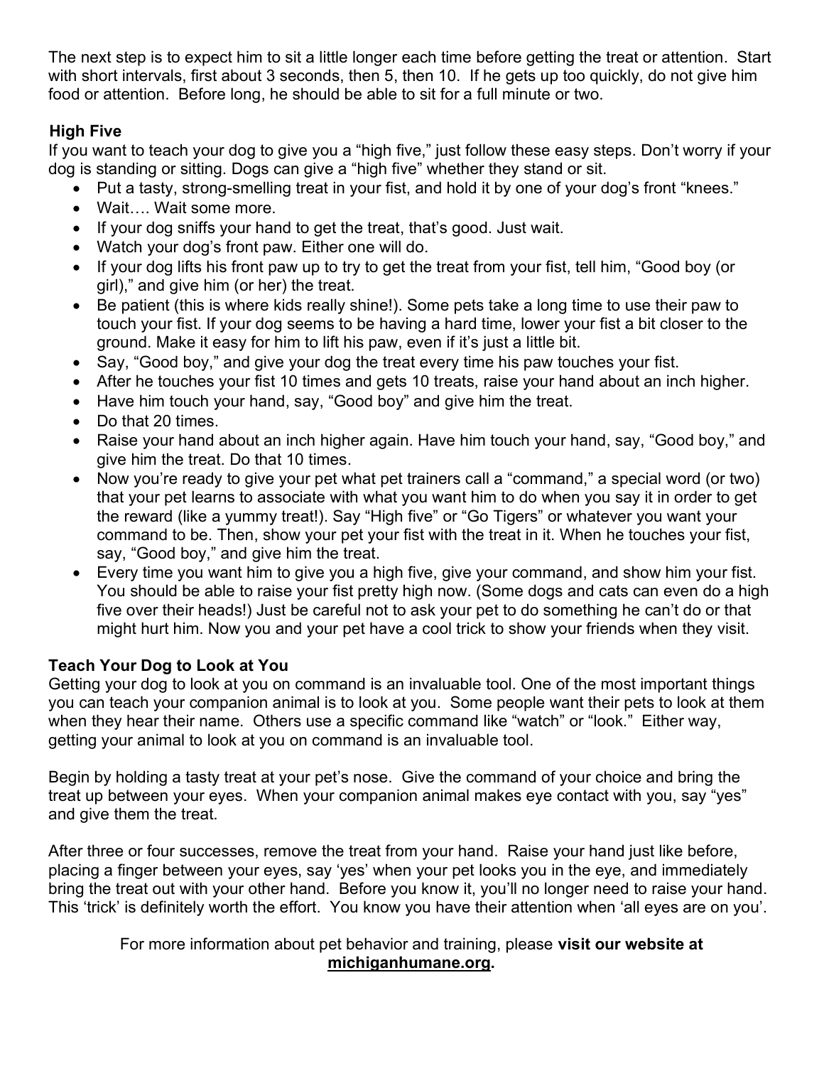The next step is to expect him to sit a little longer each time before getting the treat or attention. Start with short intervals, first about 3 seconds, then 5, then 10. If he gets up too quickly, do not give him food or attention. Before long, he should be able to sit for a full minute or two.

**High Five**

If you want to teach your dog to give you a "high five," just follow these easy steps. Don't worry if your dog is standing or sitting. Dogs can give a "high five" whether they stand or sit.

- Put a tasty, strong-smelling treat in your fist, and hold it by one of your dog's front "knees."
- Wait…. Wait some more.
- If your dog sniffs your hand to get the treat, that's good. Just wait.
- Watch your dog's front paw. Either one will do.
- If your dog lifts his front paw up to try to get the treat from your fist, tell him, "Good boy (or girl)," and give him (or her) the treat.
- Be patient (this is where kids really shine!). Some pets take a long time to use their paw to touch your fist. If your dog seems to be having a hard time, lower your fist a bit closer to the ground. Make it easy for him to lift his paw, even if it's just a little bit.
- Say, "Good boy," and give your dog the treat every time his paw touches your fist.
- After he touches your fist 10 times and gets 10 treats, raise your hand about an inch higher.
- Have him touch your hand, say, "Good boy" and give him the treat.
- Do that 20 times.
- Raise your hand about an inch higher again. Have him touch your hand, say, "Good boy," and give him the treat. Do that 10 times.
- Now you're ready to give your pet what pet trainers call a "command," a special word (or two) that your pet learns to associate with what you want him to do when you say it in order to get the reward (like a yummy treat!). Say "High five" or "Go Tigers" or whatever you want your command to be. Then, show your pet your fist with the treat in it. When he touches your fist, say, "Good boy," and give him the treat.
- Every time you want him to give you a high five, give your command, and show him your fist. You should be able to raise your fist pretty high now. (Some dogs and cats can even do a high five over their heads!) Just be careful not to ask your pet to do something he can't do or that might hurt him. Now you and your pet have a cool trick to show your friends when they visit.

**Teach Your Dog to Look at You**

Getting your dog to look at you on command is an invaluable tool. One of the most important things you can teach your companion animal is to look at you. Some people want their pets to look at them when they hear their name. Others use a specific command like "watch" or "look." Either way, getting your animal to look at you on command is an invaluable tool.

Begin by holding a tasty treat at your pet's nose. Give the command of your choice and bring the treat up between your eyes. When your companion animal makes eye contact with you, say "yes" and give them the treat.

After three or four successes, remove the treat from your hand. Raise your hand just like before, placing a finger between your eyes, say 'yes' when your pet looks you in the eye, and immediately bring the treat out with your other hand. Before you know it, you'll no longer need to raise your hand. This 'trick' is definitely worth the effort. You know you have their attention when 'all eyes are on you'.

For more information about pet behavior and training, please **visit our website at michiganhumane.org.**